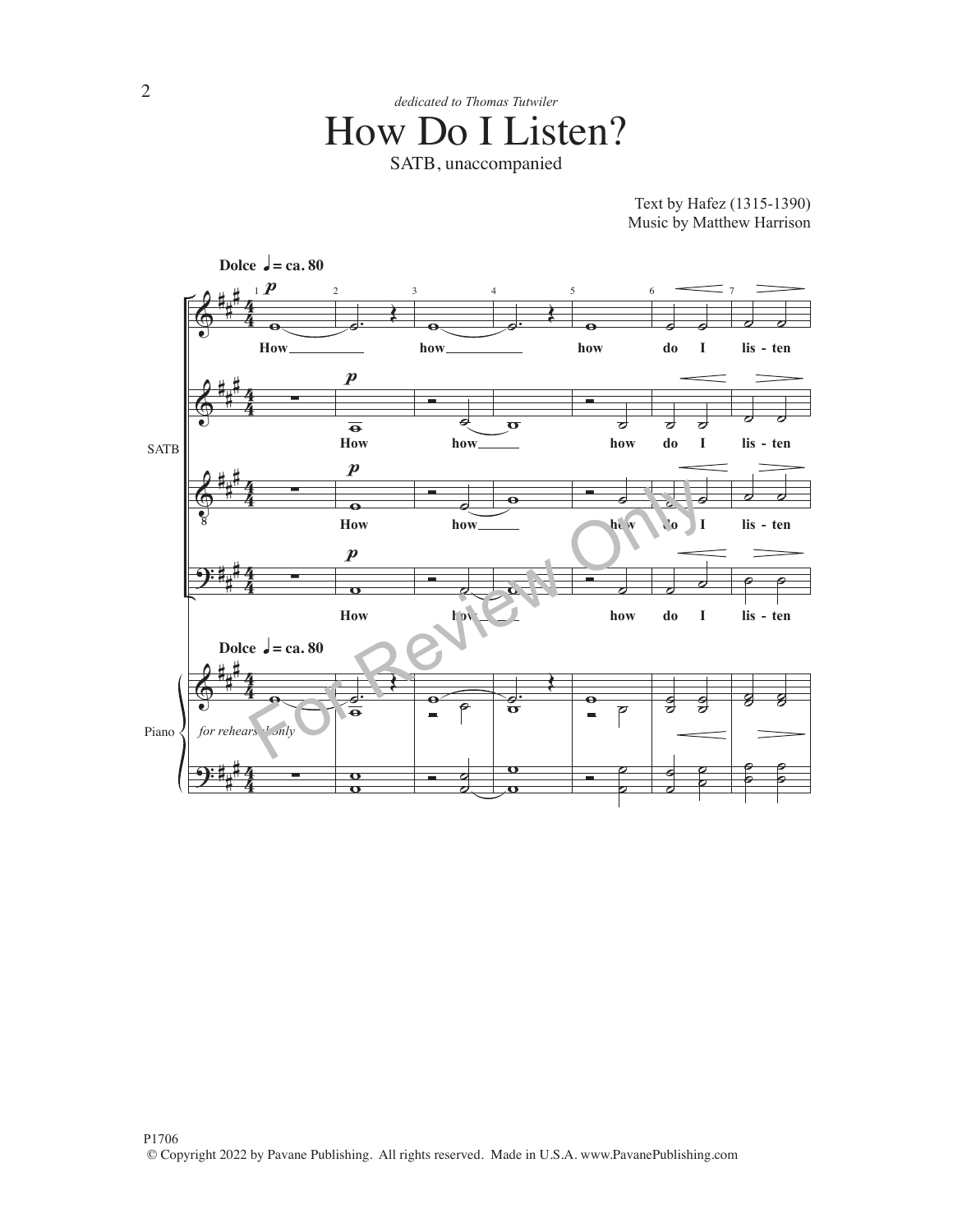*dedicated to Thomas Tutwiler*

# How Do I Listen?

SATB, unaccompanied

Text by Hafez (1315-1390)
Music by Matthew Harrison

P1706
© Copyright 2022 by Pavane Publishing. All rights reserved. Made in U.S.A. www.PavanePublishing.com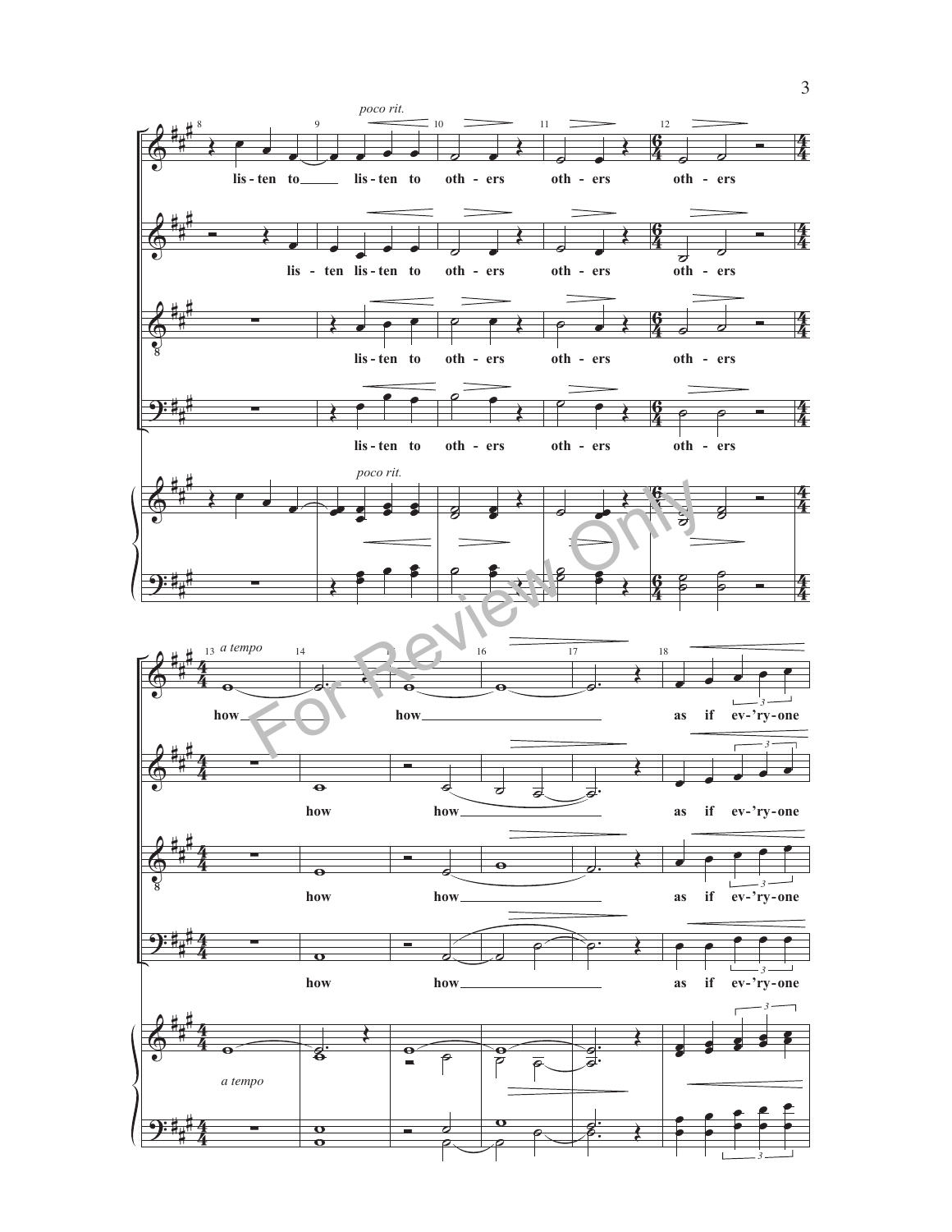*poco rit.*

lis - ten to ___ lis - ten to oth - ers oth - ers oth - ers

lis - ten lis - ten to oth - ers oth - ers oth - ers

lis - ten to oth - ers oth - ers oth - ers

lis - ten to oth - ers oth - ers oth - ers

*a tempo*

how ___ how ___ as if ev - 'ry - one

how how ___ as if ev - 'ry - one

how how ___ as if ev - 'ry - one

how how ___ as if ev - 'ry - one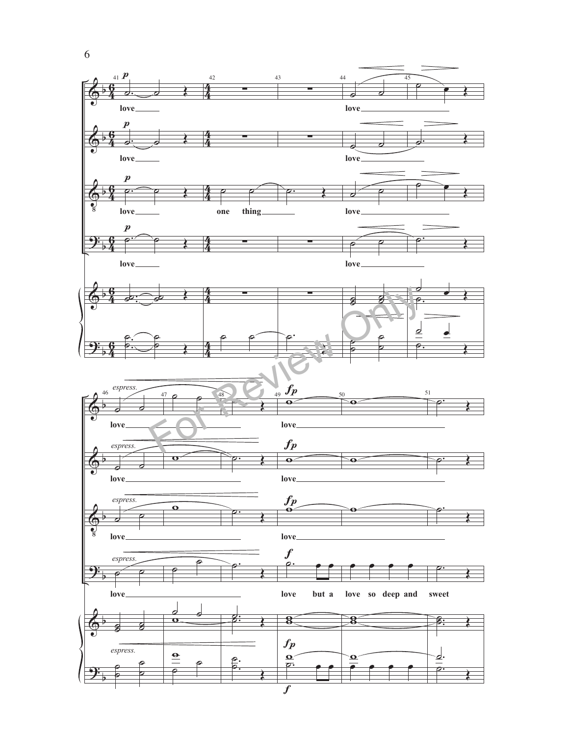love ______ love ______________________

love ______ love ________________

love ______ one thing ________ love ______________________

love ______ love ________________

*espress.*

love ____________________________ love ____________________________________

love ____________________________ love ____________________________________

love ____________________________ love ____________________________________

love ____________________________ love but a love so deep and sweet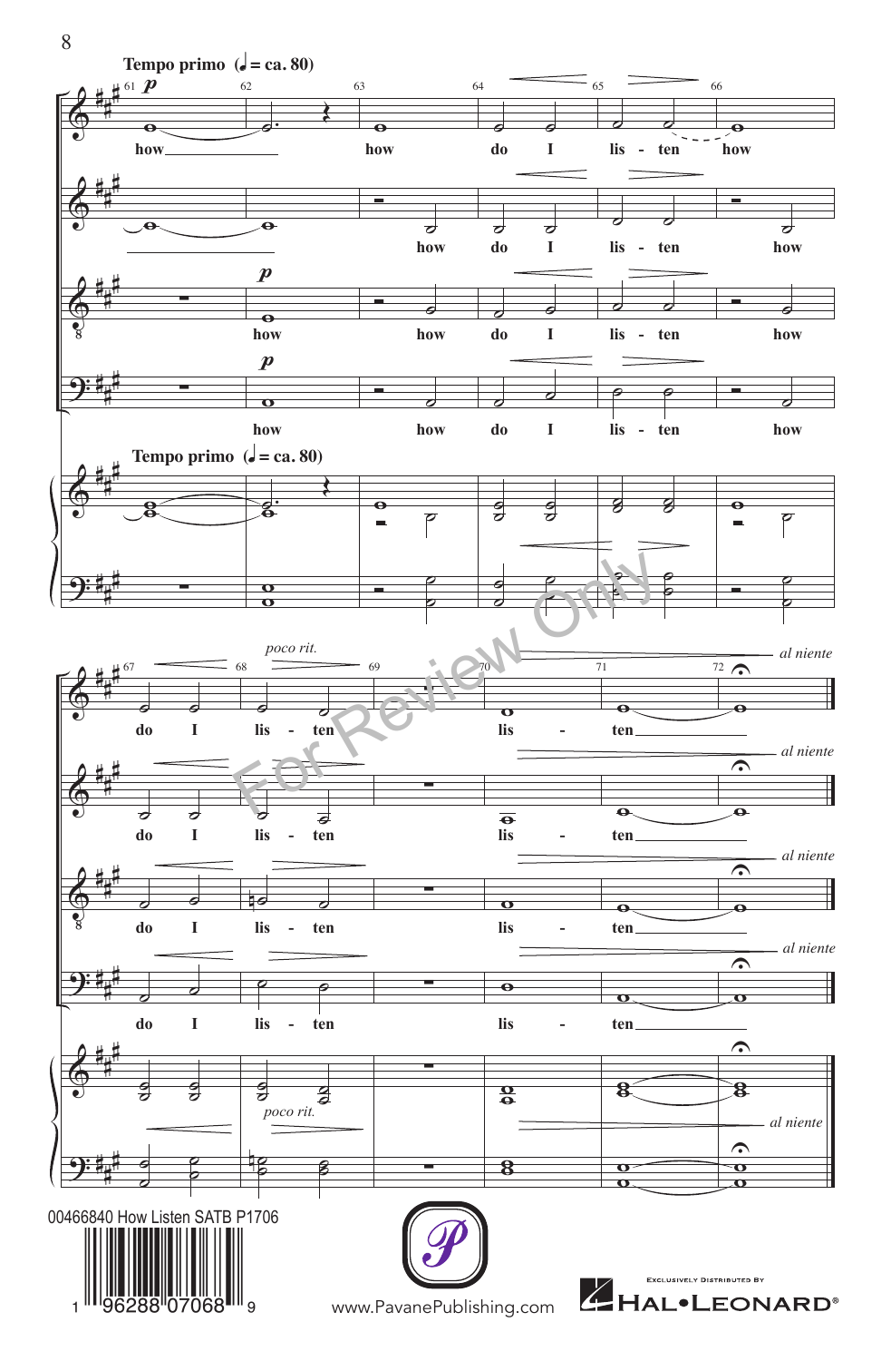Tempo primo (♩ = ca. 80)

how how do I lis - ten how

do I lis - ten lis - ten

*poco rit.*

*al niente*

00466840 How Listen SATB P1706

www.PavanePublishing.com

Exclusively Distributed By HAL•LEONARD®